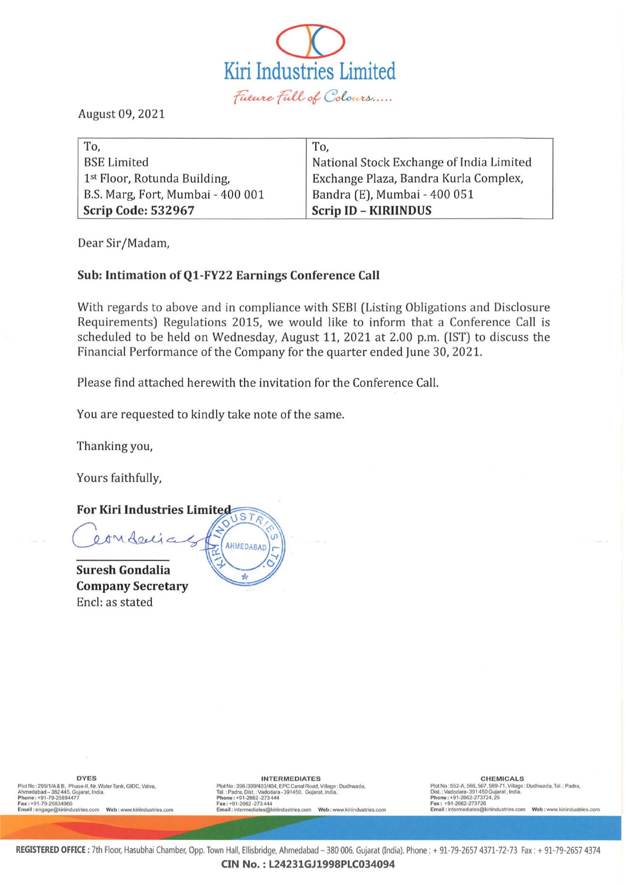# Kiri Industries Limited

*Future Full of Colours.....*

August 09, 2021

| To, | To, |
|---|---|
| BSE Limited | National Stock Exchange of India Limited |
| 1st Floor, Rotunda Building, | Exchange Plaza, Bandra Kurla Complex, |
| B.S. Marg, Fort, Mumbai - 400 001 | Bandra (E), Mumbai - 400 051 |
| **Scrip Code: 532967** | **Scrip ID – KIRIINDUS** |

Dear Sir/Madam,

**Sub: Intimation of Q1-FY22 Earnings Conference Call**

With regards to above and in compliance with SEBI (Listing Obligations and Disclosure Requirements) Regulations 2015, we would like to inform that a Conference Call is scheduled to be held on Wednesday, August 11, 2021 at 2.00 p.m. (IST) to discuss the Financial Performance of the Company for the quarter ended June 30, 2021.

Please find attached herewith the invitation for the Conference Call.

You are requested to kindly take note of the same.

Thanking you,

Yours faithfully,

**For Kiri Industries Limited**

**Suresh Gondalia**
**Company Secretary**
Encl: as stated

**DYES**
Plot No: 299/1/A & B, Phase-II, Nr. Water Tank, GIDC, Vatva, Ahmedabad – 382 445, Gujarat, India.
**Phone:** +91-79-25894477
**Fax:** +91-79-25834960
**Email:** engage@kiriindustries.com **Web:** www.kiriindustries.com

**INTERMEDIATES**
Plot No: 396/399/403/404, EPC Canal Road, Village: Dudhwada, Tal.: Padra, Dist.: Vadodara - 391450. Gujarat, India.
**Phone:** +91-2662-273 444
**Fax:** +91-2662-273 444
**Email:** intermediates@kiriindustries.com **Web:** www.kiriindustries.com

**CHEMICALS**
Plot No: 552-A, 566, 567, 569-71, Village: Dudhwada, Tal.: Padra, Dist.: Vadodara-391 450 Gujarat, India.
**Phone:** +91-2662-273724, 25
**Fax:** +91-2662-273726
**Email:** intermediates@kiriindustries.com **Web:** www.kiriindustries.com

**REGISTERED OFFICE:** 7th Floor, Hasubhai Chamber, Opp. Town Hall, Ellisbridge, Ahmedabad – 380 006. Gujarat (India). Phone: + 91-79-2657 4371-72-73 Fax: + 91-79-2657 4374

**CIN No.: L24231GJ1998PLC034094**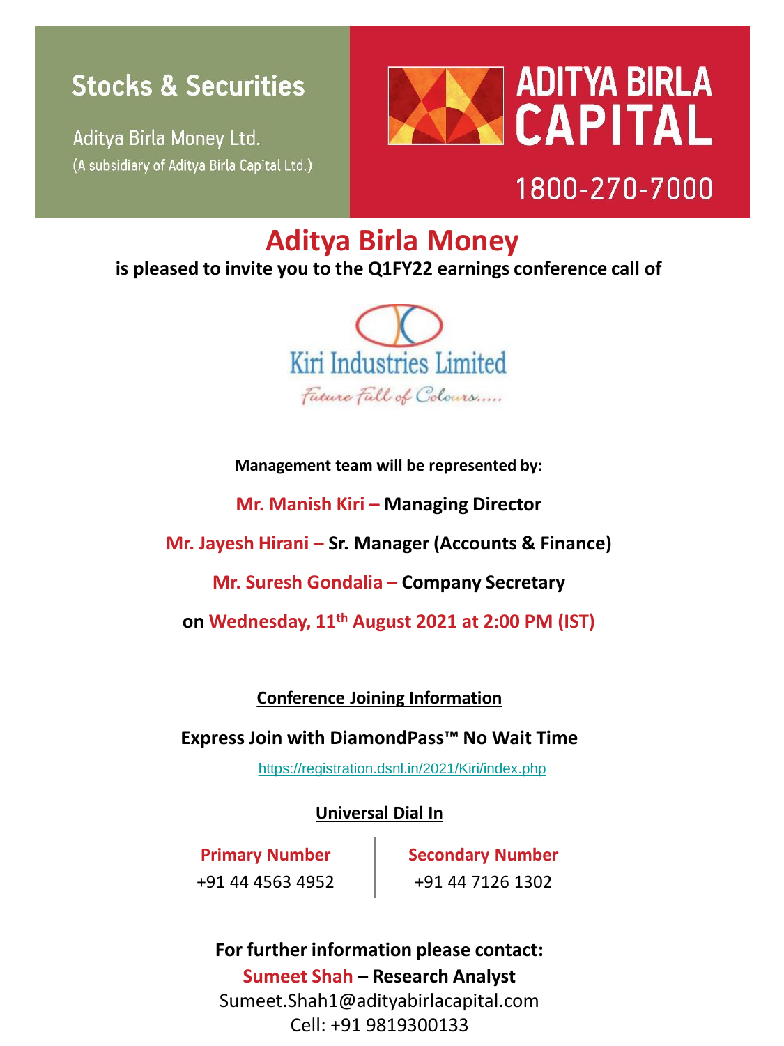Stocks & Securities

Aditya Birla Money Ltd.
(A subsidiary of Aditya Birla Capital Ltd.)

ADITYA BIRLA CAPITAL

1800-270-7000

# Aditya Birla Money

**is pleased to invite you to the Q1FY22 earnings conference call of**

Kiri Industries Limited

*Future Full of Colours.....*

**Management team will be represented by:**

**Mr. Manish Kiri – Managing Director**

**Mr. Jayesh Hirani – Sr. Manager (Accounts & Finance)**

**Mr. Suresh Gondalia – Company Secretary**

**on Wednesday, 11th August 2021 at 2:00 PM (IST)**

**Conference Joining Information**

**Express Join with DiamondPass™ No Wait Time**

https://registration.dsnl.in/2021/Kiri/index.php

**Universal Dial In**

| Primary Number | Secondary Number |
| --- | --- |
| +91 44 4563 4952 | +91 44 7126 1302 |

**For further information please contact:**

**Sumeet Shah – Research Analyst**

Sumeet.Shah1@adityabirlacapital.com

Cell: +91 9819300133